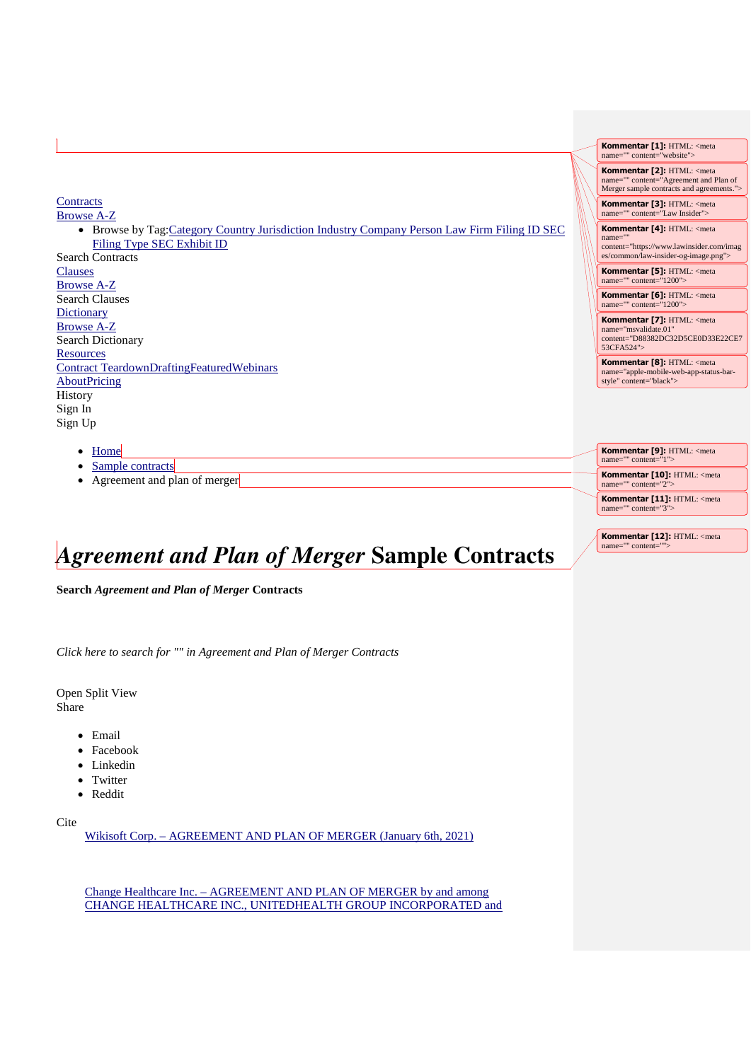[Contracts](#)
[Browse A-Z](#)

- Browse by Tag:[Category](#) [Country](#) [Jurisdiction](#) [Industry](#) [Company](#) [Person](#) [Law Firm](#) [Filing ID](#) [SEC Filing Type](#) [SEC Exhibit ID](#)

Search Contracts
[Clauses](#)
[Browse A-Z](#)
Search Clauses
[Dictionary](#)
[Browse A-Z](#)
Search Dictionary
[Resources](#)
[Contract Teardown](#)[Drafting](#)[Featured](#)[Webinars](#)
[About](#)[Pricing](#)
History
Sign In
Sign Up

- [Home](#)
- [Sample contracts](#)
- Agreement and plan of merger

# *Agreement and Plan of Merger* Sample Contracts

**Search *Agreement and Plan of Merger* Contracts**

*Click here to search for "" in Agreement and Plan of Merger Contracts*

Open Split View
Share

- Email
- Facebook
- Linkedin
- Twitter
- Reddit

Cite

[Wikisoft Corp. – AGREEMENT AND PLAN OF MERGER (January 6th, 2021)](#)

[Change Healthcare Inc. – AGREEMENT AND PLAN OF MERGER by and among CHANGE HEALTHCARE INC., UNITEDHEALTH GROUP INCORPORATED and](#)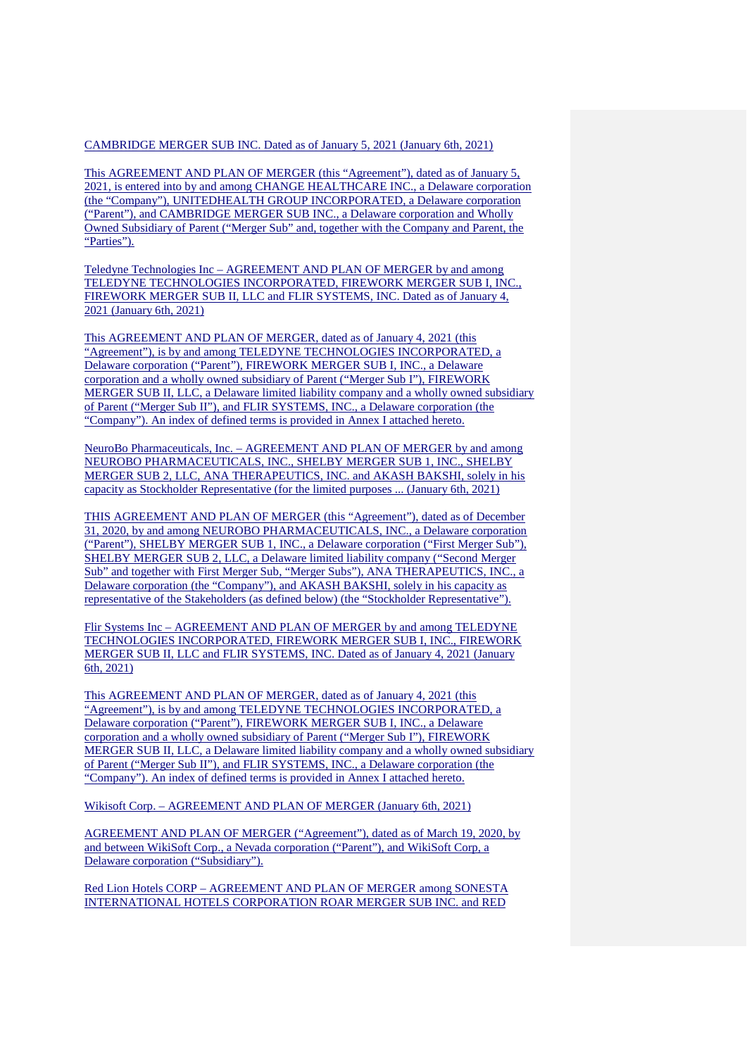CAMBRIDGE MERGER SUB INC. Dated as of January 5, 2021 (January 6th, 2021)

This AGREEMENT AND PLAN OF MERGER (this "Agreement"), dated as of January 5, 2021, is entered into by and among CHANGE HEALTHCARE INC., a Delaware corporation (the "Company"), UNITEDHEALTH GROUP INCORPORATED, a Delaware corporation ("Parent"), and CAMBRIDGE MERGER SUB INC., a Delaware corporation and Wholly Owned Subsidiary of Parent ("Merger Sub" and, together with the Company and Parent, the "Parties").

Teledyne Technologies Inc – AGREEMENT AND PLAN OF MERGER by and among TELEDYNE TECHNOLOGIES INCORPORATED, FIREWORK MERGER SUB I, INC., FIREWORK MERGER SUB II, LLC and FLIR SYSTEMS, INC. Dated as of January 4, 2021 (January 6th, 2021)

This AGREEMENT AND PLAN OF MERGER, dated as of January 4, 2021 (this "Agreement"), is by and among TELEDYNE TECHNOLOGIES INCORPORATED, a Delaware corporation ("Parent"), FIREWORK MERGER SUB I, INC., a Delaware corporation and a wholly owned subsidiary of Parent ("Merger Sub I"), FIREWORK MERGER SUB II, LLC, a Delaware limited liability company and a wholly owned subsidiary of Parent ("Merger Sub II"), and FLIR SYSTEMS, INC., a Delaware corporation (the "Company"). An index of defined terms is provided in Annex I attached hereto.

NeuroBo Pharmaceuticals, Inc. – AGREEMENT AND PLAN OF MERGER by and among NEUROBO PHARMACEUTICALS, INC., SHELBY MERGER SUB 1, INC., SHELBY MERGER SUB 2, LLC, ANA THERAPEUTICS, INC. and AKASH BAKSHI, solely in his capacity as Stockholder Representative (for the limited purposes ... (January 6th, 2021)

THIS AGREEMENT AND PLAN OF MERGER (this "Agreement"), dated as of December 31, 2020, by and among NEUROBO PHARMACEUTICALS, INC., a Delaware corporation ("Parent"), SHELBY MERGER SUB 1, INC., a Delaware corporation ("First Merger Sub"), SHELBY MERGER SUB 2, LLC, a Delaware limited liability company ("Second Merger Sub" and together with First Merger Sub, "Merger Subs"), ANA THERAPEUTICS, INC., a Delaware corporation (the "Company"), and AKASH BAKSHI, solely in his capacity as representative of the Stakeholders (as defined below) (the "Stockholder Representative").

Flir Systems Inc – AGREEMENT AND PLAN OF MERGER by and among TELEDYNE TECHNOLOGIES INCORPORATED, FIREWORK MERGER SUB I, INC., FIREWORK MERGER SUB II, LLC and FLIR SYSTEMS, INC. Dated as of January 4, 2021 (January 6th, 2021)

This AGREEMENT AND PLAN OF MERGER, dated as of January 4, 2021 (this "Agreement"), is by and among TELEDYNE TECHNOLOGIES INCORPORATED, a Delaware corporation ("Parent"), FIREWORK MERGER SUB I, INC., a Delaware corporation and a wholly owned subsidiary of Parent ("Merger Sub I"), FIREWORK MERGER SUB II, LLC, a Delaware limited liability company and a wholly owned subsidiary of Parent ("Merger Sub II"), and FLIR SYSTEMS, INC., a Delaware corporation (the "Company"). An index of defined terms is provided in Annex I attached hereto.

Wikisoft Corp. – AGREEMENT AND PLAN OF MERGER (January 6th, 2021)

AGREEMENT AND PLAN OF MERGER ("Agreement"), dated as of March 19, 2020, by and between WikiSoft Corp., a Nevada corporation ("Parent"), and WikiSoft Corp, a Delaware corporation ("Subsidiary").

Red Lion Hotels CORP – AGREEMENT AND PLAN OF MERGER among SONESTA INTERNATIONAL HOTELS CORPORATION ROAR MERGER SUB INC. and RED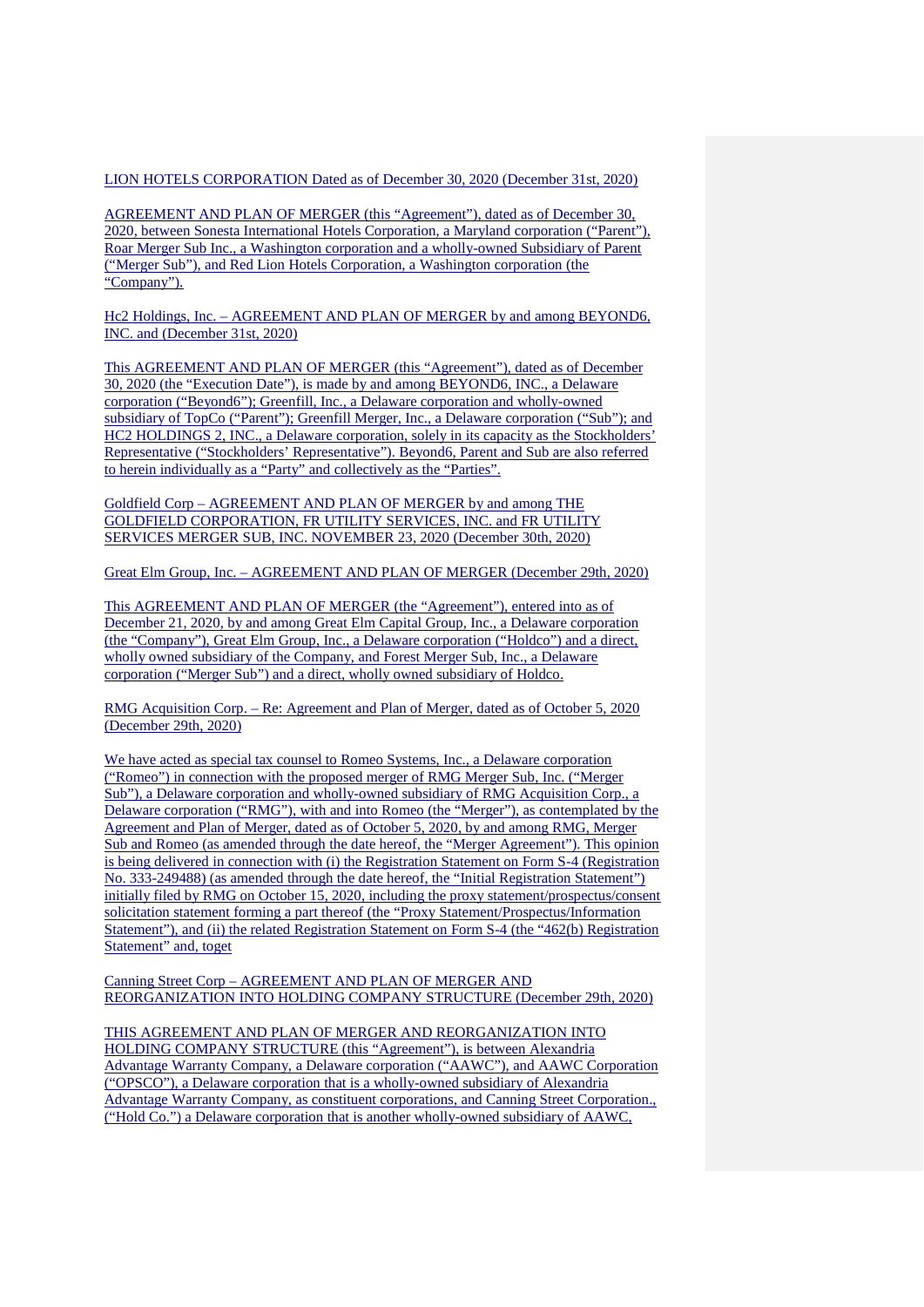LION HOTELS CORPORATION Dated as of December 30, 2020 (December 31st, 2020)

AGREEMENT AND PLAN OF MERGER (this "Agreement"), dated as of December 30, 2020, between Sonesta International Hotels Corporation, a Maryland corporation ("Parent"), Roar Merger Sub Inc., a Washington corporation and a wholly-owned Subsidiary of Parent ("Merger Sub"), and Red Lion Hotels Corporation, a Washington corporation (the "Company").

Hc2 Holdings, Inc. – AGREEMENT AND PLAN OF MERGER by and among BEYOND6, INC. and (December 31st, 2020)

This AGREEMENT AND PLAN OF MERGER (this "Agreement"), dated as of December 30, 2020 (the "Execution Date"), is made by and among BEYOND6, INC., a Delaware corporation ("Beyond6"); Greenfill, Inc., a Delaware corporation and wholly-owned subsidiary of TopCo ("Parent"); Greenfill Merger, Inc., a Delaware corporation ("Sub"); and HC2 HOLDINGS 2, INC., a Delaware corporation, solely in its capacity as the Stockholders' Representative ("Stockholders' Representative"). Beyond6, Parent and Sub are also referred to herein individually as a "Party" and collectively as the "Parties".

Goldfield Corp – AGREEMENT AND PLAN OF MERGER by and among THE GOLDFIELD CORPORATION, FR UTILITY SERVICES, INC. and FR UTILITY SERVICES MERGER SUB, INC. NOVEMBER 23, 2020 (December 30th, 2020)

Great Elm Group, Inc. – AGREEMENT AND PLAN OF MERGER (December 29th, 2020)

This AGREEMENT AND PLAN OF MERGER (the "Agreement"), entered into as of December 21, 2020, by and among Great Elm Capital Group, Inc., a Delaware corporation (the "Company"), Great Elm Group, Inc., a Delaware corporation ("Holdco") and a direct, wholly owned subsidiary of the Company, and Forest Merger Sub, Inc., a Delaware corporation ("Merger Sub") and a direct, wholly owned subsidiary of Holdco.

RMG Acquisition Corp. – Re: Agreement and Plan of Merger, dated as of October 5, 2020 (December 29th, 2020)

We have acted as special tax counsel to Romeo Systems, Inc., a Delaware corporation ("Romeo") in connection with the proposed merger of RMG Merger Sub, Inc. ("Merger Sub"), a Delaware corporation and wholly-owned subsidiary of RMG Acquisition Corp., a Delaware corporation ("RMG"), with and into Romeo (the "Merger"), as contemplated by the Agreement and Plan of Merger, dated as of October 5, 2020, by and among RMG, Merger Sub and Romeo (as amended through the date hereof, the "Merger Agreement"). This opinion is being delivered in connection with (i) the Registration Statement on Form S-4 (Registration No. 333-249488) (as amended through the date hereof, the "Initial Registration Statement") initially filed by RMG on October 15, 2020, including the proxy statement/prospectus/consent solicitation statement forming a part thereof (the "Proxy Statement/Prospectus/Information Statement"), and (ii) the related Registration Statement on Form S-4 (the "462(b) Registration Statement" and, toget

Canning Street Corp – AGREEMENT AND PLAN OF MERGER AND REORGANIZATION INTO HOLDING COMPANY STRUCTURE (December 29th, 2020)

THIS AGREEMENT AND PLAN OF MERGER AND REORGANIZATION INTO HOLDING COMPANY STRUCTURE (this "Agreement"), is between Alexandria Advantage Warranty Company, a Delaware corporation ("AAWC"), and AAWC Corporation ("OPSCO"), a Delaware corporation that is a wholly-owned subsidiary of Alexandria Advantage Warranty Company, as constituent corporations, and Canning Street Corporation., ("Hold Co.") a Delaware corporation that is another wholly-owned subsidiary of AAWC,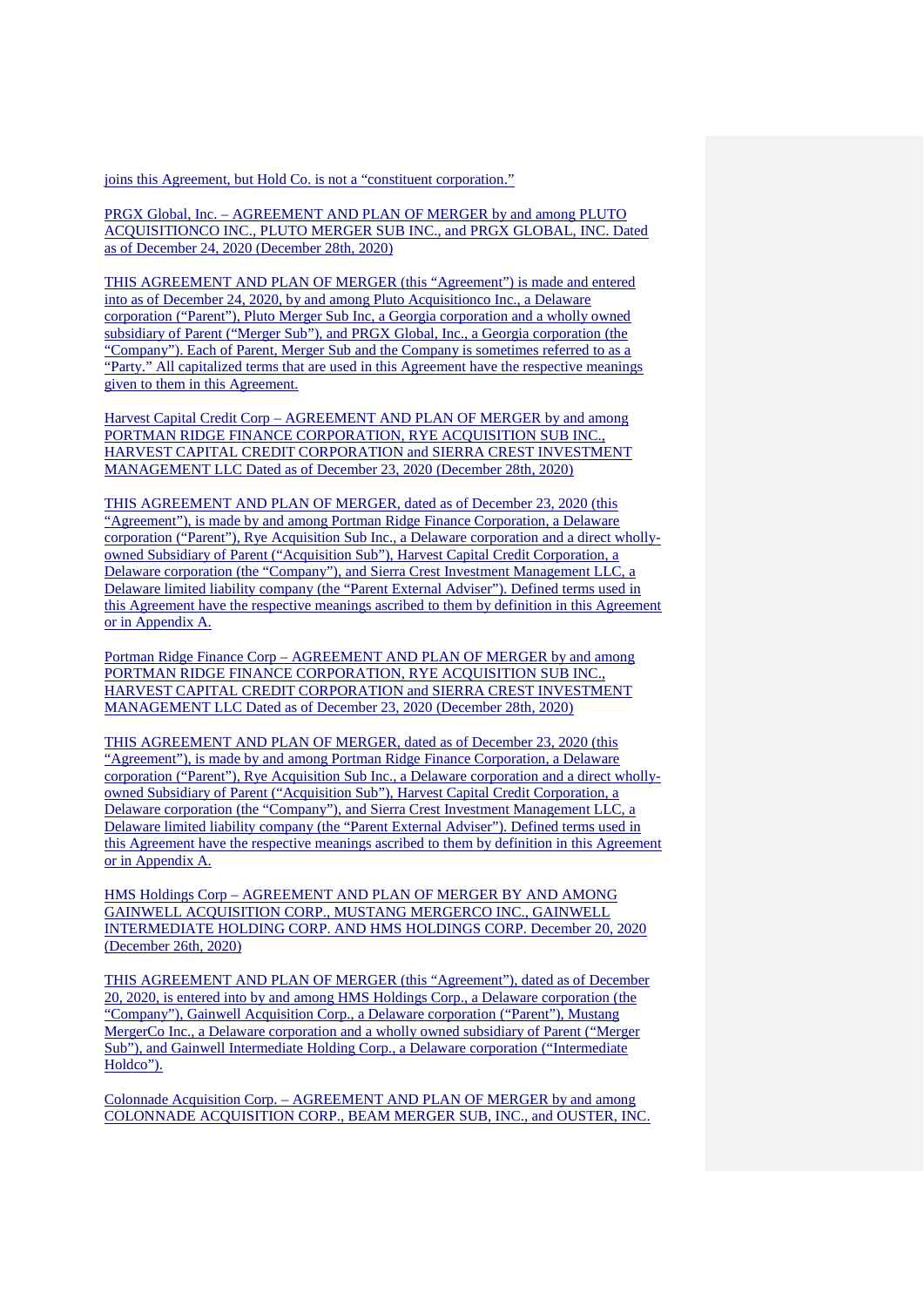joins this Agreement, but Hold Co. is not a "constituent corporation."

PRGX Global, Inc. – AGREEMENT AND PLAN OF MERGER by and among PLUTO ACQUISITIONCO INC., PLUTO MERGER SUB INC., and PRGX GLOBAL, INC. Dated as of December 24, 2020 (December 28th, 2020)

THIS AGREEMENT AND PLAN OF MERGER (this "Agreement") is made and entered into as of December 24, 2020, by and among Pluto Acquisitionco Inc., a Delaware corporation ("Parent"), Pluto Merger Sub Inc, a Georgia corporation and a wholly owned subsidiary of Parent ("Merger Sub"), and PRGX Global, Inc., a Georgia corporation (the "Company"). Each of Parent, Merger Sub and the Company is sometimes referred to as a "Party." All capitalized terms that are used in this Agreement have the respective meanings given to them in this Agreement.

Harvest Capital Credit Corp – AGREEMENT AND PLAN OF MERGER by and among PORTMAN RIDGE FINANCE CORPORATION, RYE ACQUISITION SUB INC., HARVEST CAPITAL CREDIT CORPORATION and SIERRA CREST INVESTMENT MANAGEMENT LLC Dated as of December 23, 2020 (December 28th, 2020)

THIS AGREEMENT AND PLAN OF MERGER, dated as of December 23, 2020 (this "Agreement"), is made by and among Portman Ridge Finance Corporation, a Delaware corporation ("Parent"), Rye Acquisition Sub Inc., a Delaware corporation and a direct wholly-owned Subsidiary of Parent ("Acquisition Sub"), Harvest Capital Credit Corporation, a Delaware corporation (the "Company"), and Sierra Crest Investment Management LLC, a Delaware limited liability company (the "Parent External Adviser"). Defined terms used in this Agreement have the respective meanings ascribed to them by definition in this Agreement or in Appendix A.

Portman Ridge Finance Corp – AGREEMENT AND PLAN OF MERGER by and among PORTMAN RIDGE FINANCE CORPORATION, RYE ACQUISITION SUB INC., HARVEST CAPITAL CREDIT CORPORATION and SIERRA CREST INVESTMENT MANAGEMENT LLC Dated as of December 23, 2020 (December 28th, 2020)

THIS AGREEMENT AND PLAN OF MERGER, dated as of December 23, 2020 (this "Agreement"), is made by and among Portman Ridge Finance Corporation, a Delaware corporation ("Parent"), Rye Acquisition Sub Inc., a Delaware corporation and a direct wholly-owned Subsidiary of Parent ("Acquisition Sub"), Harvest Capital Credit Corporation, a Delaware corporation (the "Company"), and Sierra Crest Investment Management LLC, a Delaware limited liability company (the "Parent External Adviser"). Defined terms used in this Agreement have the respective meanings ascribed to them by definition in this Agreement or in Appendix A.

HMS Holdings Corp – AGREEMENT AND PLAN OF MERGER BY AND AMONG GAINWELL ACQUISITION CORP., MUSTANG MERGERCO INC., GAINWELL INTERMEDIATE HOLDING CORP. AND HMS HOLDINGS CORP. December 20, 2020 (December 26th, 2020)

THIS AGREEMENT AND PLAN OF MERGER (this "Agreement"), dated as of December 20, 2020, is entered into by and among HMS Holdings Corp., a Delaware corporation (the "Company"), Gainwell Acquisition Corp., a Delaware corporation ("Parent"), Mustang MergerCo Inc., a Delaware corporation and a wholly owned subsidiary of Parent ("Merger Sub"), and Gainwell Intermediate Holding Corp., a Delaware corporation ("Intermediate Holdco").

Colonnade Acquisition Corp. – AGREEMENT AND PLAN OF MERGER by and among COLONNADE ACQUISITION CORP., BEAM MERGER SUB, INC., and OUSTER, INC.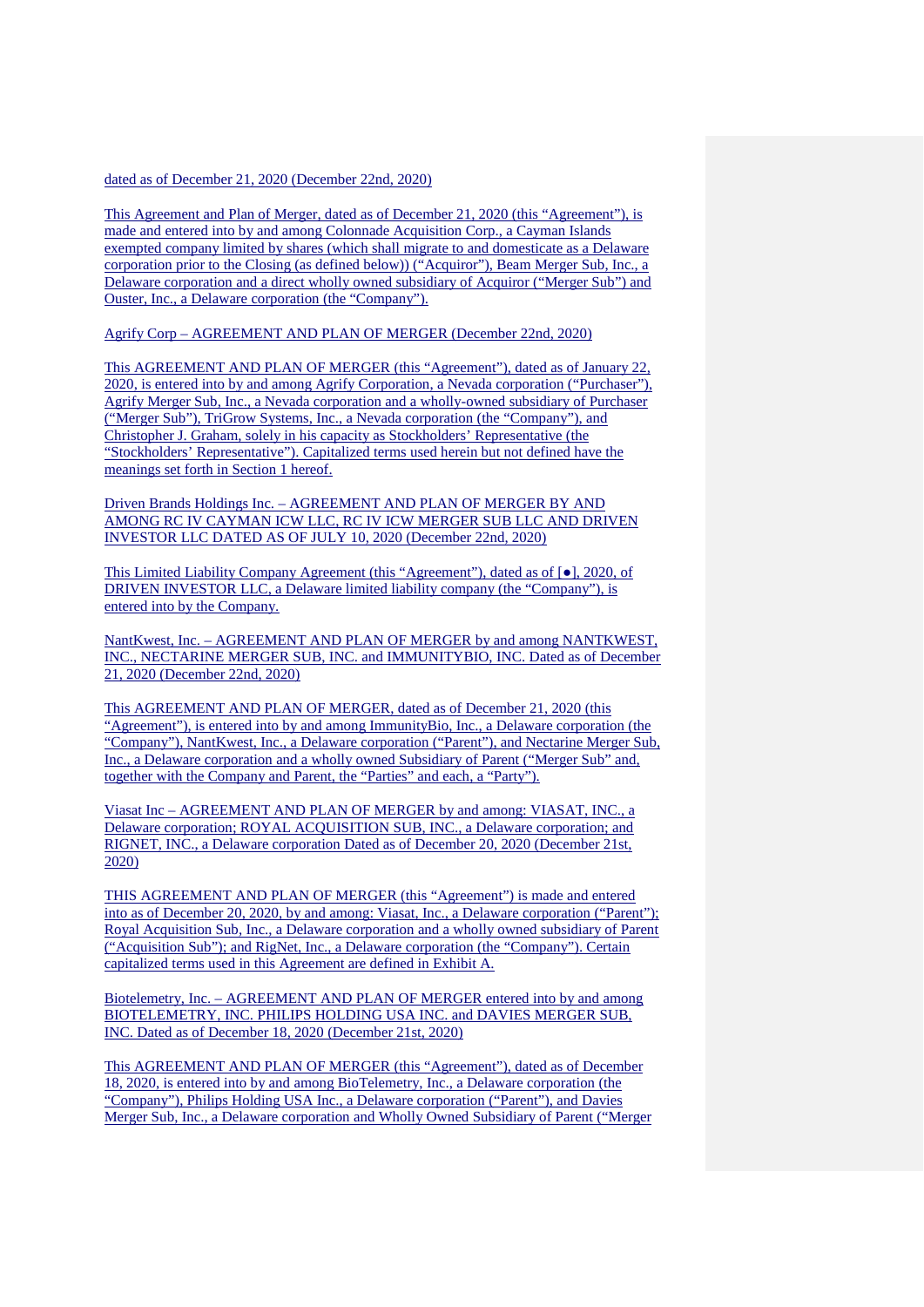dated as of December 21, 2020 (December 22nd, 2020)

This Agreement and Plan of Merger, dated as of December 21, 2020 (this “Agreement”), is made and entered into by and among Colonnade Acquisition Corp., a Cayman Islands exempted company limited by shares (which shall migrate to and domesticate as a Delaware corporation prior to the Closing (as defined below)) (“Acquiror”), Beam Merger Sub, Inc., a Delaware corporation and a direct wholly owned subsidiary of Acquiror (“Merger Sub”) and Ouster, Inc., a Delaware corporation (the “Company”).

Agrify Corp – AGREEMENT AND PLAN OF MERGER (December 22nd, 2020)

This AGREEMENT AND PLAN OF MERGER (this “Agreement”), dated as of January 22, 2020, is entered into by and among Agrify Corporation, a Nevada corporation (“Purchaser”), Agrify Merger Sub, Inc., a Nevada corporation and a wholly-owned subsidiary of Purchaser (“Merger Sub”), TriGrow Systems, Inc., a Nevada corporation (the “Company”), and Christopher J. Graham, solely in his capacity as Stockholders’ Representative (the “Stockholders’ Representative”). Capitalized terms used herein but not defined have the meanings set forth in Section 1 hereof.

Driven Brands Holdings Inc. – AGREEMENT AND PLAN OF MERGER BY AND AMONG RC IV CAYMAN ICW LLC, RC IV ICW MERGER SUB LLC AND DRIVEN INVESTOR LLC DATED AS OF JULY 10, 2020 (December 22nd, 2020)

This Limited Liability Company Agreement (this “Agreement”), dated as of [●], 2020, of DRIVEN INVESTOR LLC, a Delaware limited liability company (the “Company”), is entered into by the Company.

NantKwest, Inc. – AGREEMENT AND PLAN OF MERGER by and among NANTKWEST, INC., NECTARINE MERGER SUB, INC. and IMMUNITYBIO, INC. Dated as of December 21, 2020 (December 22nd, 2020)

This AGREEMENT AND PLAN OF MERGER, dated as of December 21, 2020 (this “Agreement”), is entered into by and among ImmunityBio, Inc., a Delaware corporation (the “Company”), NantKwest, Inc., a Delaware corporation (“Parent”), and Nectarine Merger Sub, Inc., a Delaware corporation and a wholly owned Subsidiary of Parent (“Merger Sub” and, together with the Company and Parent, the “Parties” and each, a “Party”).

Viasat Inc – AGREEMENT AND PLAN OF MERGER by and among: VIASAT, INC., a Delaware corporation; ROYAL ACQUISITION SUB, INC., a Delaware corporation; and RIGNET, INC., a Delaware corporation Dated as of December 20, 2020 (December 21st, 2020)

THIS AGREEMENT AND PLAN OF MERGER (this “Agreement”) is made and entered into as of December 20, 2020, by and among: Viasat, Inc., a Delaware corporation (“Parent”); Royal Acquisition Sub, Inc., a Delaware corporation and a wholly owned subsidiary of Parent (“Acquisition Sub”); and RigNet, Inc., a Delaware corporation (the “Company”). Certain capitalized terms used in this Agreement are defined in Exhibit A.

Biotelemetry, Inc. – AGREEMENT AND PLAN OF MERGER entered into by and among BIOTELEMETRY, INC. PHILIPS HOLDING USA INC. and DAVIES MERGER SUB, INC. Dated as of December 18, 2020 (December 21st, 2020)

This AGREEMENT AND PLAN OF MERGER (this “Agreement”), dated as of December 18, 2020, is entered into by and among BioTelemetry, Inc., a Delaware corporation (the “Company”), Philips Holding USA Inc., a Delaware corporation (“Parent”), and Davies Merger Sub, Inc., a Delaware corporation and Wholly Owned Subsidiary of Parent (“Merger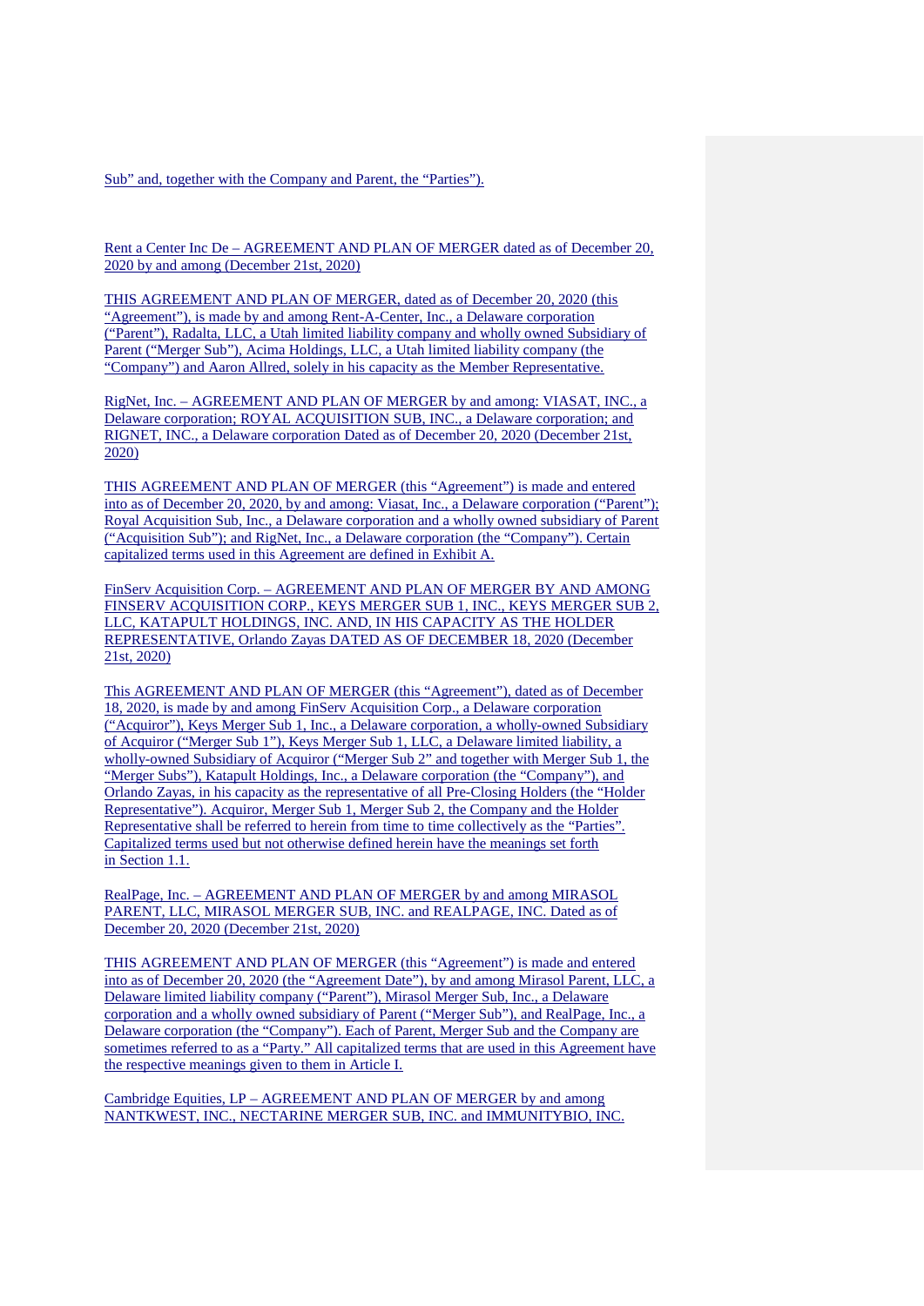Sub" and, together with the Company and Parent, the "Parties").

Rent a Center Inc De – AGREEMENT AND PLAN OF MERGER dated as of December 20, 2020 by and among (December 21st, 2020)

THIS AGREEMENT AND PLAN OF MERGER, dated as of December 20, 2020 (this "Agreement"), is made by and among Rent-A-Center, Inc., a Delaware corporation ("Parent"), Radalta, LLC, a Utah limited liability company and wholly owned Subsidiary of Parent ("Merger Sub"), Acima Holdings, LLC, a Utah limited liability company (the "Company") and Aaron Allred, solely in his capacity as the Member Representative.

RigNet, Inc. – AGREEMENT AND PLAN OF MERGER by and among: VIASAT, INC., a Delaware corporation; ROYAL ACQUISITION SUB, INC., a Delaware corporation; and RIGNET, INC., a Delaware corporation Dated as of December 20, 2020 (December 21st, 2020)

THIS AGREEMENT AND PLAN OF MERGER (this "Agreement") is made and entered into as of December 20, 2020, by and among: Viasat, Inc., a Delaware corporation ("Parent"); Royal Acquisition Sub, Inc., a Delaware corporation and a wholly owned subsidiary of Parent ("Acquisition Sub"); and RigNet, Inc., a Delaware corporation (the "Company"). Certain capitalized terms used in this Agreement are defined in Exhibit A.

FinServ Acquisition Corp. – AGREEMENT AND PLAN OF MERGER BY AND AMONG FINSERV ACQUISITION CORP., KEYS MERGER SUB 1, INC., KEYS MERGER SUB 2, LLC, KATAPULT HOLDINGS, INC. AND, IN HIS CAPACITY AS THE HOLDER REPRESENTATIVE, Orlando Zayas DATED AS OF DECEMBER 18, 2020 (December 21st, 2020)

This AGREEMENT AND PLAN OF MERGER (this "Agreement"), dated as of December 18, 2020, is made by and among FinServ Acquisition Corp., a Delaware corporation ("Acquiror"), Keys Merger Sub 1, Inc., a Delaware corporation, a wholly-owned Subsidiary of Acquiror ("Merger Sub 1"), Keys Merger Sub 1, LLC, a Delaware limited liability, a wholly-owned Subsidiary of Acquiror ("Merger Sub 2" and together with Merger Sub 1, the "Merger Subs"), Katapult Holdings, Inc., a Delaware corporation (the "Company"), and Orlando Zayas, in his capacity as the representative of all Pre-Closing Holders (the "Holder Representative"). Acquiror, Merger Sub 1, Merger Sub 2, the Company and the Holder Representative shall be referred to herein from time to time collectively as the "Parties". Capitalized terms used but not otherwise defined herein have the meanings set forth in Section 1.1.

RealPage, Inc. – AGREEMENT AND PLAN OF MERGER by and among MIRASOL PARENT, LLC, MIRASOL MERGER SUB, INC. and REALPAGE, INC. Dated as of December 20, 2020 (December 21st, 2020)

THIS AGREEMENT AND PLAN OF MERGER (this "Agreement") is made and entered into as of December 20, 2020 (the "Agreement Date"), by and among Mirasol Parent, LLC, a Delaware limited liability company ("Parent"), Mirasol Merger Sub, Inc., a Delaware corporation and a wholly owned subsidiary of Parent ("Merger Sub"), and RealPage, Inc., a Delaware corporation (the "Company"). Each of Parent, Merger Sub and the Company are sometimes referred to as a "Party." All capitalized terms that are used in this Agreement have the respective meanings given to them in Article I.

Cambridge Equities, LP – AGREEMENT AND PLAN OF MERGER by and among NANTKWEST, INC., NECTARINE MERGER SUB, INC. and IMMUNITYBIO, INC.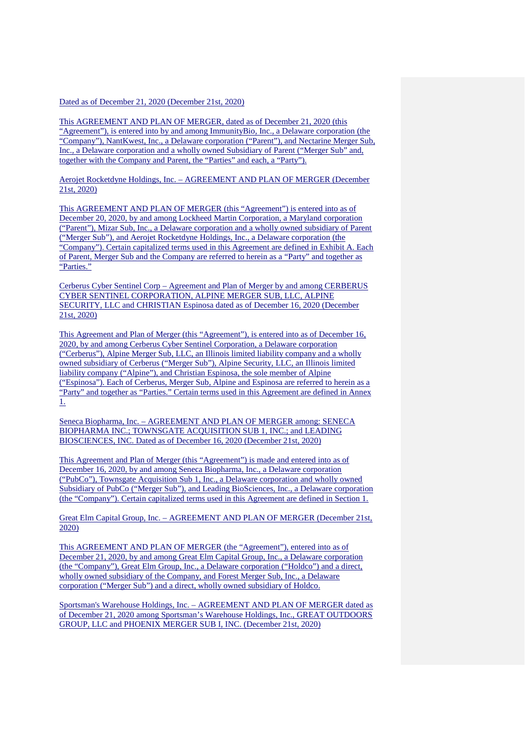Dated as of December 21, 2020 (December 21st, 2020)

This AGREEMENT AND PLAN OF MERGER, dated as of December 21, 2020 (this "Agreement"), is entered into by and among ImmunityBio, Inc., a Delaware corporation (the "Company"), NantKwest, Inc., a Delaware corporation ("Parent"), and Nectarine Merger Sub, Inc., a Delaware corporation and a wholly owned Subsidiary of Parent ("Merger Sub" and, together with the Company and Parent, the "Parties" and each, a "Party").

Aerojet Rocketdyne Holdings, Inc. – AGREEMENT AND PLAN OF MERGER (December 21st, 2020)

This AGREEMENT AND PLAN OF MERGER (this "Agreement") is entered into as of December 20, 2020, by and among Lockheed Martin Corporation, a Maryland corporation ("Parent"), Mizar Sub, Inc., a Delaware corporation and a wholly owned subsidiary of Parent ("Merger Sub"), and Aerojet Rocketdyne Holdings, Inc., a Delaware corporation (the "Company"). Certain capitalized terms used in this Agreement are defined in Exhibit A. Each of Parent, Merger Sub and the Company are referred to herein as a "Party" and together as "Parties."

Cerberus Cyber Sentinel Corp – Agreement and Plan of Merger by and among CERBERUS CYBER SENTINEL CORPORATION, ALPINE MERGER SUB, LLC, ALPINE SECURITY, LLC and CHRISTIAN Espinosa dated as of December 16, 2020 (December 21st, 2020)

This Agreement and Plan of Merger (this "Agreement"), is entered into as of December 16, 2020, by and among Cerberus Cyber Sentinel Corporation, a Delaware corporation ("Cerberus"), Alpine Merger Sub, LLC, an Illinois limited liability company and a wholly owned subsidiary of Cerberus ("Merger Sub"), Alpine Security, LLC, an Illinois limited liability company ("Alpine"), and Christian Espinosa, the sole member of Alpine ("Espinosa"). Each of Cerberus, Merger Sub, Alpine and Espinosa are referred to herein as a "Party" and together as "Parties." Certain terms used in this Agreement are defined in Annex 1.

Seneca Biopharma, Inc. – AGREEMENT AND PLAN OF MERGER among: SENECA BIOPHARMA INC.; TOWNSGATE ACQUISITION SUB 1, INC.; and LEADING BIOSCIENCES, INC. Dated as of December 16, 2020 (December 21st, 2020)

This Agreement and Plan of Merger (this "Agreement") is made and entered into as of December 16, 2020, by and among Seneca Biopharma, Inc., a Delaware corporation ("PubCo"), Townsgate Acquisition Sub 1, Inc., a Delaware corporation and wholly owned Subsidiary of PubCo ("Merger Sub"), and Leading BioSciences, Inc., a Delaware corporation (the "Company"). Certain capitalized terms used in this Agreement are defined in Section 1.

Great Elm Capital Group, Inc. – AGREEMENT AND PLAN OF MERGER (December 21st, 2020)

This AGREEMENT AND PLAN OF MERGER (the "Agreement"), entered into as of December 21, 2020, by and among Great Elm Capital Group, Inc., a Delaware corporation (the "Company"), Great Elm Group, Inc., a Delaware corporation ("Holdco") and a direct, wholly owned subsidiary of the Company, and Forest Merger Sub, Inc., a Delaware corporation ("Merger Sub") and a direct, wholly owned subsidiary of Holdco.

Sportsman's Warehouse Holdings, Inc. – AGREEMENT AND PLAN OF MERGER dated as of December 21, 2020 among Sportsman's Warehouse Holdings, Inc., GREAT OUTDOORS GROUP, LLC and PHOENIX MERGER SUB I, INC. (December 21st, 2020)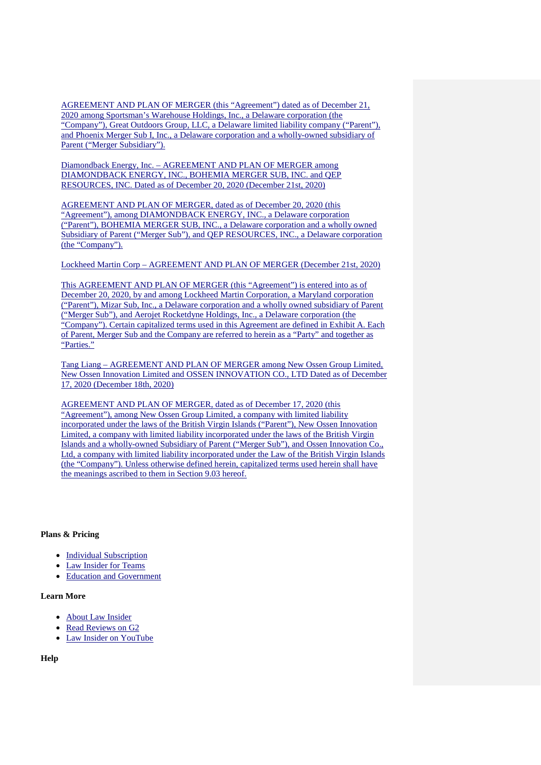AGREEMENT AND PLAN OF MERGER (this "Agreement") dated as of December 21, 2020 among Sportsman's Warehouse Holdings, Inc., a Delaware corporation (the "Company"), Great Outdoors Group, LLC, a Delaware limited liability company ("Parent"), and Phoenix Merger Sub I, Inc., a Delaware corporation and a wholly-owned subsidiary of Parent ("Merger Subsidiary").

Diamondback Energy, Inc. – AGREEMENT AND PLAN OF MERGER among DIAMONDBACK ENERGY, INC., BOHEMIA MERGER SUB, INC. and QEP RESOURCES, INC. Dated as of December 20, 2020 (December 21st, 2020)

AGREEMENT AND PLAN OF MERGER, dated as of December 20, 2020 (this "Agreement"), among DIAMONDBACK ENERGY, INC., a Delaware corporation ("Parent"), BOHEMIA MERGER SUB, INC., a Delaware corporation and a wholly owned Subsidiary of Parent ("Merger Sub"), and QEP RESOURCES, INC., a Delaware corporation (the "Company").

Lockheed Martin Corp – AGREEMENT AND PLAN OF MERGER (December 21st, 2020)

This AGREEMENT AND PLAN OF MERGER (this "Agreement") is entered into as of December 20, 2020, by and among Lockheed Martin Corporation, a Maryland corporation ("Parent"), Mizar Sub, Inc., a Delaware corporation and a wholly owned subsidiary of Parent ("Merger Sub"), and Aerojet Rocketdyne Holdings, Inc., a Delaware corporation (the "Company"). Certain capitalized terms used in this Agreement are defined in Exhibit A. Each of Parent, Merger Sub and the Company are referred to herein as a "Party" and together as "Parties."

Tang Liang – AGREEMENT AND PLAN OF MERGER among New Ossen Group Limited, New Ossen Innovation Limited and OSSEN INNOVATION CO., LTD Dated as of December 17, 2020 (December 18th, 2020)

AGREEMENT AND PLAN OF MERGER, dated as of December 17, 2020 (this "Agreement"), among New Ossen Group Limited, a company with limited liability incorporated under the laws of the British Virgin Islands ("Parent"), New Ossen Innovation Limited, a company with limited liability incorporated under the laws of the British Virgin Islands and a wholly-owned Subsidiary of Parent ("Merger Sub"), and Ossen Innovation Co., Ltd, a company with limited liability incorporated under the Law of the British Virgin Islands (the "Company"). Unless otherwise defined herein, capitalized terms used herein shall have the meanings ascribed to them in Section 9.03 hereof.

**Plans & Pricing**

- Individual Subscription
- Law Insider for Teams
- Education and Government

**Learn More**

- About Law Insider
- Read Reviews on G2
- Law Insider on YouTube

**Help**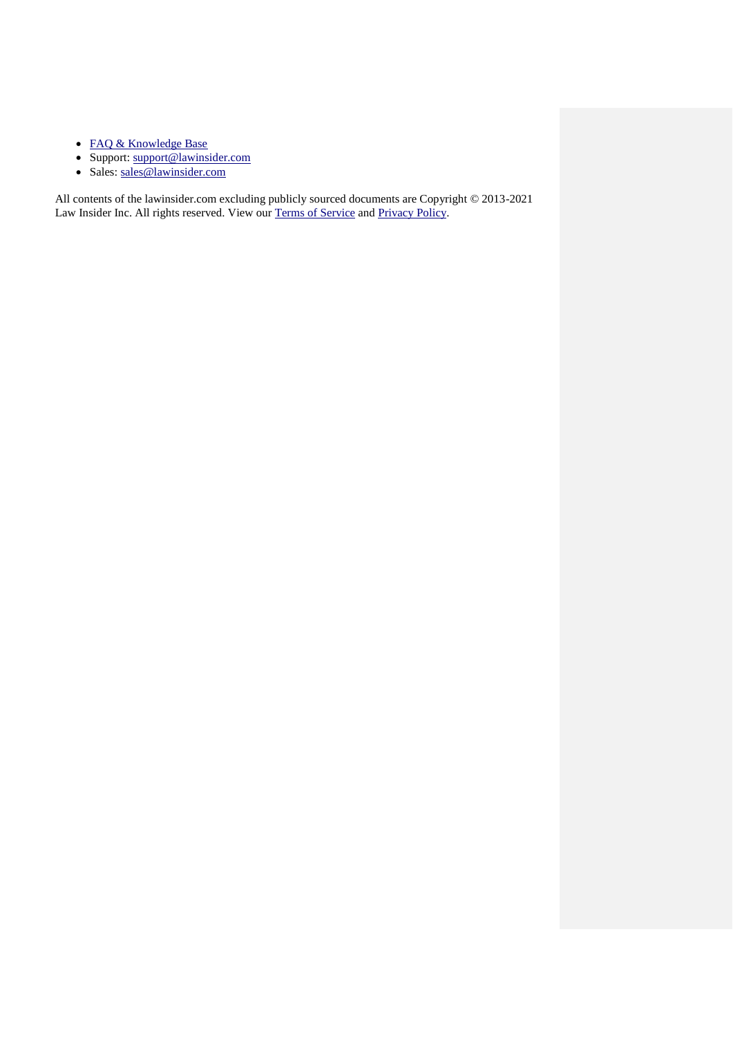- [FAQ & Knowledge Base](https://lawinsider.com)
- Support: [support@lawinsider.com](mailto:support@lawinsider.com)
- Sales: [sales@lawinsider.com](mailto:sales@lawinsider.com)

All contents of the lawinsider.com excluding publicly sourced documents are Copyright © 2013-2021 Law Insider Inc. All rights reserved. View our Terms of Service and Privacy Policy.